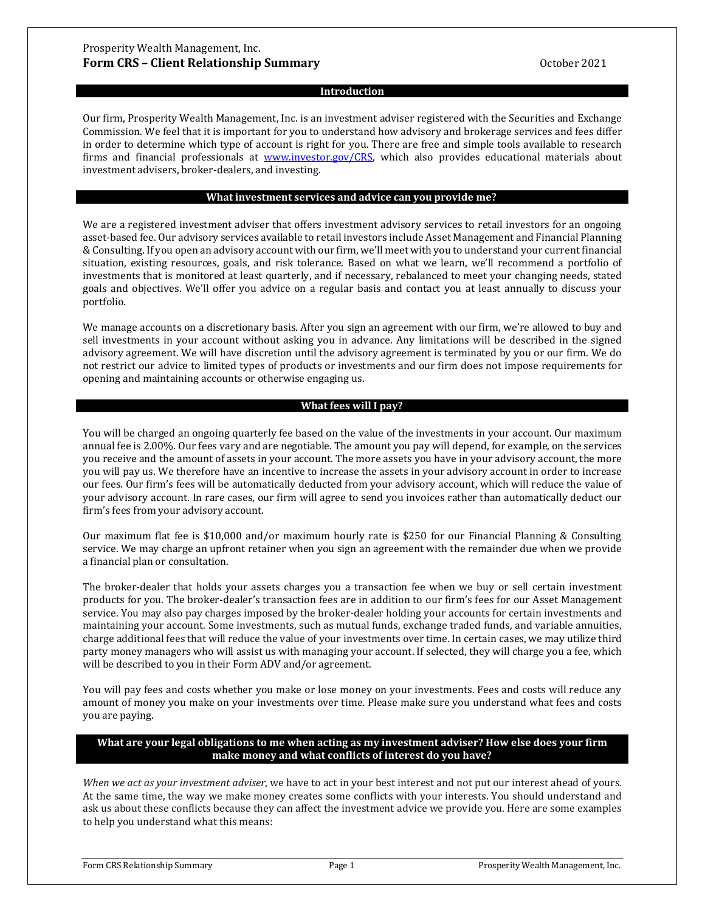Prosperity Wealth Management, Inc.

# Form CRS – Client Relationship Summary

October 2021

## Introduction

Our firm, Prosperity Wealth Management, Inc. is an investment adviser registered with the Securities and Exchange Commission. We feel that it is important for you to understand how advisory and brokerage services and fees differ in order to determine which type of account is right for you. There are free and simple tools available to research firms and financial professionals at [www.investor.gov/CRS](http://www.investor.gov/CRS), which also provides educational materials about investment advisers, broker-dealers, and investing.

## What investment services and advice can you provide me?

We are a registered investment adviser that offers investment advisory services to retail investors for an ongoing asset-based fee. Our advisory services available to retail investors include Asset Management and Financial Planning & Consulting. If you open an advisory account with our firm, we'll meet with you to understand your current financial situation, existing resources, goals, and risk tolerance. Based on what we learn, we'll recommend a portfolio of investments that is monitored at least quarterly, and if necessary, rebalanced to meet your changing needs, stated goals and objectives. We'll offer you advice on a regular basis and contact you at least annually to discuss your portfolio.

We manage accounts on a discretionary basis. After you sign an agreement with our firm, we're allowed to buy and sell investments in your account without asking you in advance. Any limitations will be described in the signed advisory agreement. We will have discretion until the advisory agreement is terminated by you or our firm. We do not restrict our advice to limited types of products or investments and our firm does not impose requirements for opening and maintaining accounts or otherwise engaging us.

## What fees will I pay?

You will be charged an ongoing quarterly fee based on the value of the investments in your account. Our maximum annual fee is 2.00%. Our fees vary and are negotiable. The amount you pay will depend, for example, on the services you receive and the amount of assets in your account. The more assets you have in your advisory account, the more you will pay us. We therefore have an incentive to increase the assets in your advisory account in order to increase our fees. Our firm's fees will be automatically deducted from your advisory account, which will reduce the value of your advisory account. In rare cases, our firm will agree to send you invoices rather than automatically deduct our firm's fees from your advisory account.

Our maximum flat fee is $10,000 and/or maximum hourly rate is $250 for our Financial Planning & Consulting service. We may charge an upfront retainer when you sign an agreement with the remainder due when we provide a financial plan or consultation.

The broker-dealer that holds your assets charges you a transaction fee when we buy or sell certain investment products for you. The broker-dealer's transaction fees are in addition to our firm's fees for our Asset Management service. You may also pay charges imposed by the broker-dealer holding your accounts for certain investments and maintaining your account. Some investments, such as mutual funds, exchange traded funds, and variable annuities, charge additional fees that will reduce the value of your investments over time. In certain cases, we may utilize third party money managers who will assist us with managing your account. If selected, they will charge you a fee, which will be described to you in their Form ADV and/or agreement.

You will pay fees and costs whether you make or lose money on your investments. Fees and costs will reduce any amount of money you make on your investments over time. Please make sure you understand what fees and costs you are paying.

## What are your legal obligations to me when acting as my investment adviser? How else does your firm make money and what conflicts of interest do you have?

*When we act as your investment adviser*, we have to act in your best interest and not put our interest ahead of yours. At the same time, the way we make money creates some conflicts with your interests. You should understand and ask us about these conflicts because they can affect the investment advice we provide you. Here are some examples to help you understand what this means: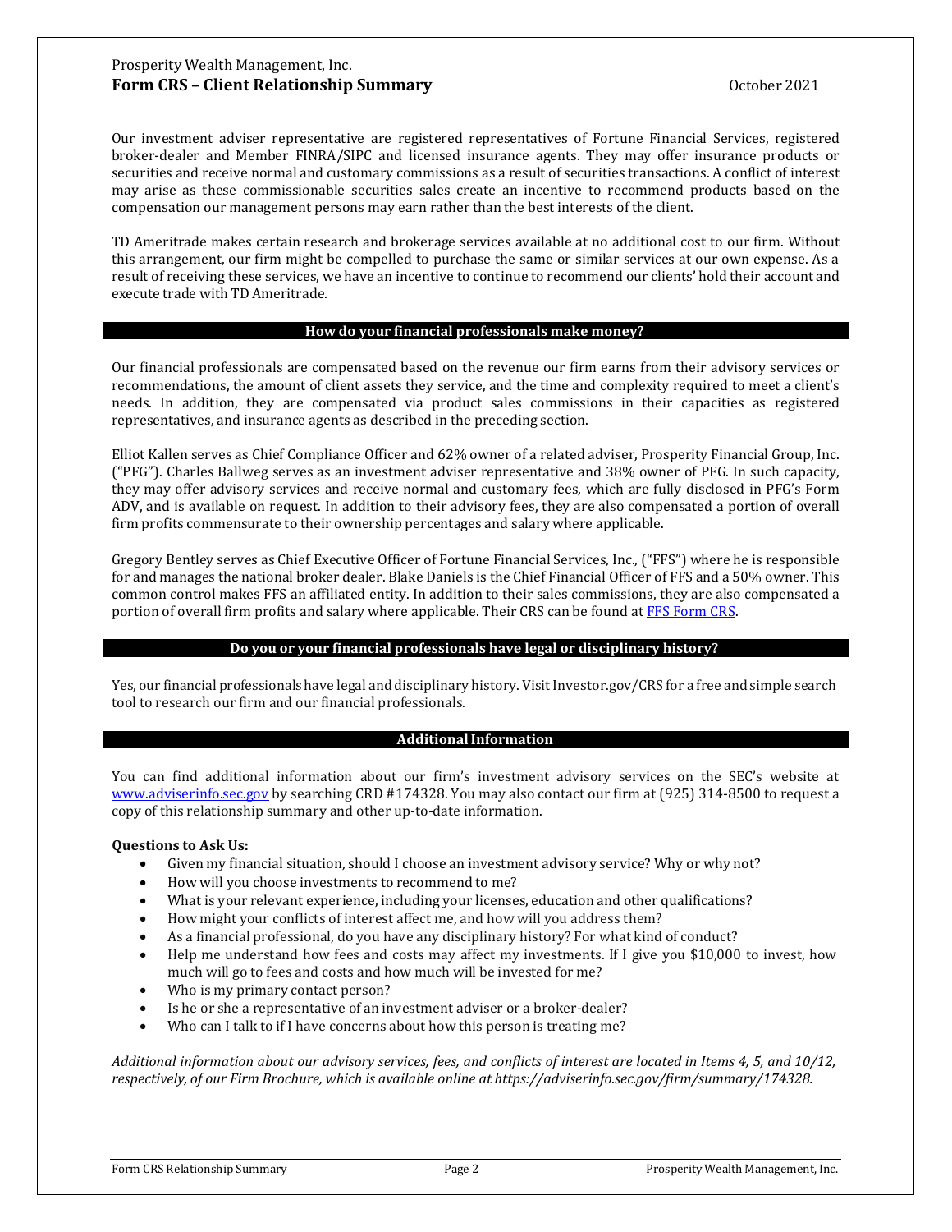Our investment adviser representative are registered representatives of Fortune Financial Services, registered broker-dealer and Member FINRA/SIPC and licensed insurance agents. They may offer insurance products or securities and receive normal and customary commissions as a result of securities transactions. A conflict of interest may arise as these commissionable securities sales create an incentive to recommend products based on the compensation our management persons may earn rather than the best interests of the client.

TD Ameritrade makes certain research and brokerage services available at no additional cost to our firm. Without this arrangement, our firm might be compelled to purchase the same or similar services at our own expense. As a result of receiving these services, we have an incentive to continue to recommend our clients' hold their account and execute trade with TD Ameritrade.

## How do your financial professionals make money?

Our financial professionals are compensated based on the revenue our firm earns from their advisory services or recommendations, the amount of client assets they service, and the time and complexity required to meet a client's needs. In addition, they are compensated via product sales commissions in their capacities as registered representatives, and insurance agents as described in the preceding section.

Elliot Kallen serves as Chief Compliance Officer and 62% owner of a related adviser, Prosperity Financial Group, Inc. ("PFG"). Charles Ballweg serves as an investment adviser representative and 38% owner of PFG. In such capacity, they may offer advisory services and receive normal and customary fees, which are fully disclosed in PFG's Form ADV, and is available on request. In addition to their advisory fees, they are also compensated a portion of overall firm profits commensurate to their ownership percentages and salary where applicable.

Gregory Bentley serves as Chief Executive Officer of Fortune Financial Services, Inc., ("FFS") where he is responsible for and manages the national broker dealer. Blake Daniels is the Chief Financial Officer of FFS and a 50% owner. This common control makes FFS an affiliated entity. In addition to their sales commissions, they are also compensated a portion of overall firm profits and salary where applicable. Their CRS can be found at FFS Form CRS.

## Do you or your financial professionals have legal or disciplinary history?

Yes, our financial professionals have legal and disciplinary history. Visit Investor.gov/CRS for a free and simple search tool to research our firm and our financial professionals.

## Additional Information

You can find additional information about our firm's investment advisory services on the SEC's website at www.adviserinfo.sec.gov by searching CRD #174328. You may also contact our firm at (925) 314-8500 to request a copy of this relationship summary and other up-to-date information.

**Questions to Ask Us:**

- Given my financial situation, should I choose an investment advisory service? Why or why not?
- How will you choose investments to recommend to me?
- What is your relevant experience, including your licenses, education and other qualifications?
- How might your conflicts of interest affect me, and how will you address them?
- As a financial professional, do you have any disciplinary history? For what kind of conduct?
- Help me understand how fees and costs may affect my investments. If I give you $10,000 to invest, how much will go to fees and costs and how much will be invested for me?
- Who is my primary contact person?
- Is he or she a representative of an investment adviser or a broker-dealer?
- Who can I talk to if I have concerns about how this person is treating me?

*Additional information about our advisory services, fees, and conflicts of interest are located in Items 4, 5, and 10/12, respectively, of our Firm Brochure, which is available online at https://adviserinfo.sec.gov/firm/summary/174328.*